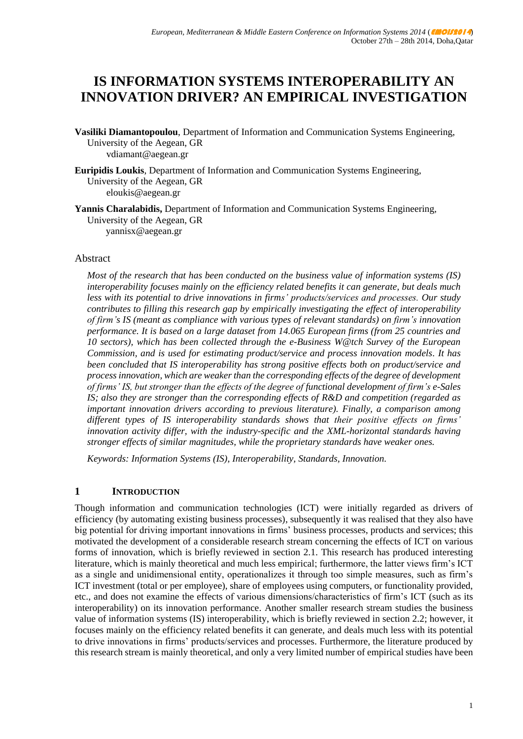# IS INFORMATION SYSTEMS INTEROPERABILITY AN INNOVATION DRIVER? AN EMPIRICAL INVESTIGATION

**Vasiliki Diamantopoulou**, Department of Information and Communication Systems Engineering, University of the Aegean, GR
vdiamant@aegean.gr

**Euripidis Loukis**, Department of Information and Communication Systems Engineering, University of the Aegean, GR
eloukis@aegean.gr

**Yannis Charalabidis,** Department of Information and Communication Systems Engineering, University of the Aegean, GR
yannisx@aegean.gr

## Abstract

*Most of the research that has been conducted on the business value of information systems (IS) interoperability focuses mainly on the efficiency related benefits it can generate, but deals much less with its potential to drive innovations in firms' products/services and processes. Our study contributes to filling this research gap by empirically investigating the effect of interoperability of firm's IS (meant as compliance with various types of relevant standards) on firm's innovation performance. It is based on a large dataset from 14.065 European firms (from 25 countries and 10 sectors), which has been collected through the e-Business W@tch Survey of the European Commission, and is used for estimating product/service and process innovation models. It has been concluded that IS interoperability has strong positive effects both on product/service and process innovation, which are weaker than the corresponding effects of the degree of development of firms' IS, but stronger than the effects of the degree of functional development of firm's e-Sales IS; also they are stronger than the corresponding effects of R&D and competition (regarded as important innovation drivers according to previous literature). Finally, a comparison among different types of IS interoperability standards shows that their positive effects on firms' innovation activity differ, with the industry-specific and the XML-horizontal standards having stronger effects of similar magnitudes, while the proprietary standards have weaker ones.*

*Keywords: Information Systems (IS), Interoperability, Standards, Innovation.*

## 1 INTRODUCTION

Though information and communication technologies (ICT) were initially regarded as drivers of efficiency (by automating existing business processes), subsequently it was realised that they also have big potential for driving important innovations in firms' business processes, products and services; this motivated the development of a considerable research stream concerning the effects of ICT on various forms of innovation, which is briefly reviewed in section 2.1. This research has produced interesting literature, which is mainly theoretical and much less empirical; furthermore, the latter views firm's ICT as a single and unidimensional entity, operationalizes it through too simple measures, such as firm's ICT investment (total or per employee), share of employees using computers, or functionality provided, etc., and does not examine the effects of various dimensions/characteristics of firm's ICT (such as its interoperability) on its innovation performance. Another smaller research stream studies the business value of information systems (IS) interoperability, which is briefly reviewed in section 2.2; however, it focuses mainly on the efficiency related benefits it can generate, and deals much less with its potential to drive innovations in firms' products/services and processes. Furthermore, the literature produced by this research stream is mainly theoretical, and only a very limited number of empirical studies have been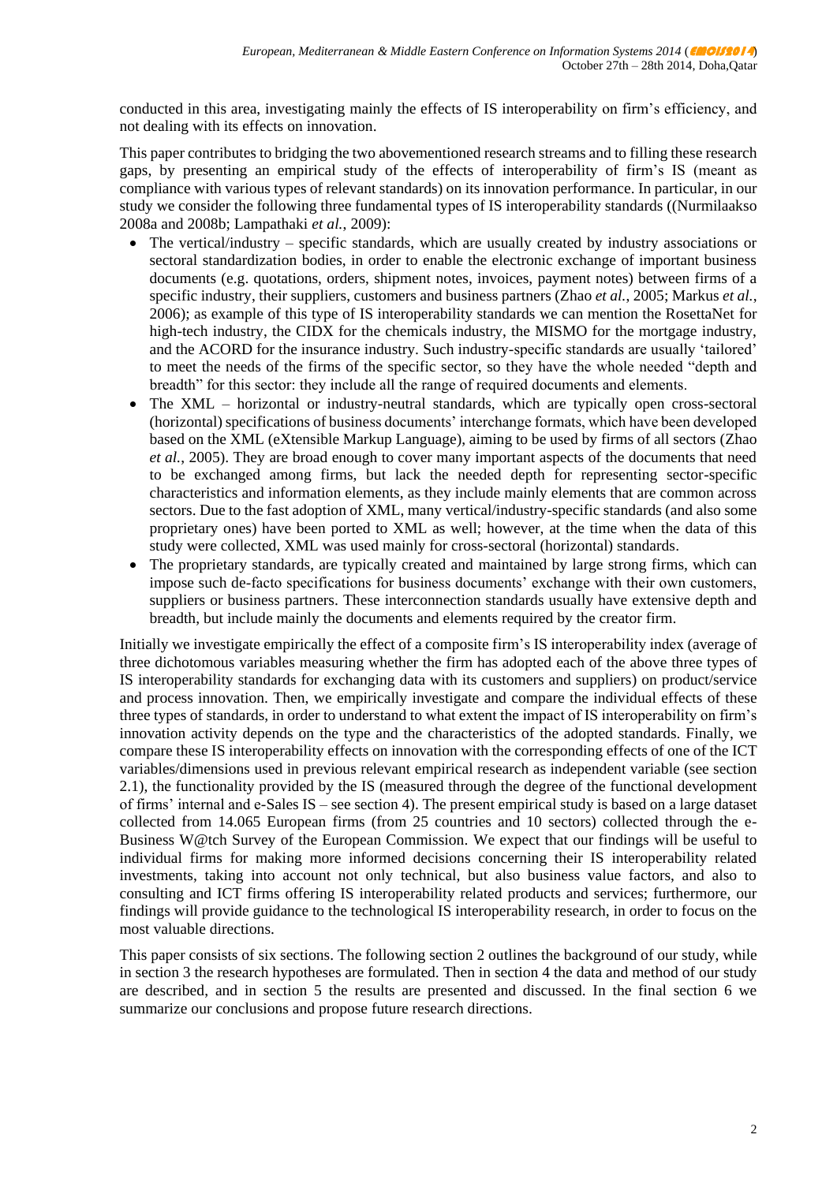conducted in this area, investigating mainly the effects of IS interoperability on firm's efficiency, and not dealing with its effects on innovation.

This paper contributes to bridging the two abovementioned research streams and to filling these research gaps, by presenting an empirical study of the effects of interoperability of firm's IS (meant as compliance with various types of relevant standards) on its innovation performance. In particular, in our study we consider the following three fundamental types of IS interoperability standards ((Nurmilaakso 2008a and 2008b; Lampathaki *et al.*, 2009):

- The vertical/industry – specific standards, which are usually created by industry associations or sectoral standardization bodies, in order to enable the electronic exchange of important business documents (e.g. quotations, orders, shipment notes, invoices, payment notes) between firms of a specific industry, their suppliers, customers and business partners (Zhao *et al.*, 2005; Markus *et al.*, 2006); as example of this type of IS interoperability standards we can mention the RosettaNet for high-tech industry, the CIDX for the chemicals industry, the MISMO for the mortgage industry, and the ACORD for the insurance industry. Such industry-specific standards are usually 'tailored' to meet the needs of the firms of the specific sector, so they have the whole needed "depth and breadth" for this sector: they include all the range of required documents and elements.
- The XML – horizontal or industry-neutral standards, which are typically open cross-sectoral (horizontal) specifications of business documents' interchange formats, which have been developed based on the XML (eXtensible Markup Language), aiming to be used by firms of all sectors (Zhao *et al.*, 2005). They are broad enough to cover many important aspects of the documents that need to be exchanged among firms, but lack the needed depth for representing sector-specific characteristics and information elements, as they include mainly elements that are common across sectors. Due to the fast adoption of XML, many vertical/industry-specific standards (and also some proprietary ones) have been ported to XML as well; however, at the time when the data of this study were collected, XML was used mainly for cross-sectoral (horizontal) standards.
- The proprietary standards, are typically created and maintained by large strong firms, which can impose such de-facto specifications for business documents' exchange with their own customers, suppliers or business partners. These interconnection standards usually have extensive depth and breadth, but include mainly the documents and elements required by the creator firm.

Initially we investigate empirically the effect of a composite firm's IS interoperability index (average of three dichotomous variables measuring whether the firm has adopted each of the above three types of IS interoperability standards for exchanging data with its customers and suppliers) on product/service and process innovation. Then, we empirically investigate and compare the individual effects of these three types of standards, in order to understand to what extent the impact of IS interoperability on firm's innovation activity depends on the type and the characteristics of the adopted standards. Finally, we compare these IS interoperability effects on innovation with the corresponding effects of one of the ICT variables/dimensions used in previous relevant empirical research as independent variable (see section 2.1), the functionality provided by the IS (measured through the degree of the functional development of firms' internal and e-Sales IS – see section 4). The present empirical study is based on a large dataset collected from 14.065 European firms (from 25 countries and 10 sectors) collected through the e-Business W@tch Survey of the European Commission. We expect that our findings will be useful to individual firms for making more informed decisions concerning their IS interoperability related investments, taking into account not only technical, but also business value factors, and also to consulting and ICT firms offering IS interoperability related products and services; furthermore, our findings will provide guidance to the technological IS interoperability research, in order to focus on the most valuable directions.

This paper consists of six sections. The following section 2 outlines the background of our study, while in section 3 the research hypotheses are formulated. Then in section 4 the data and method of our study are described, and in section 5 the results are presented and discussed. In the final section 6 we summarize our conclusions and propose future research directions.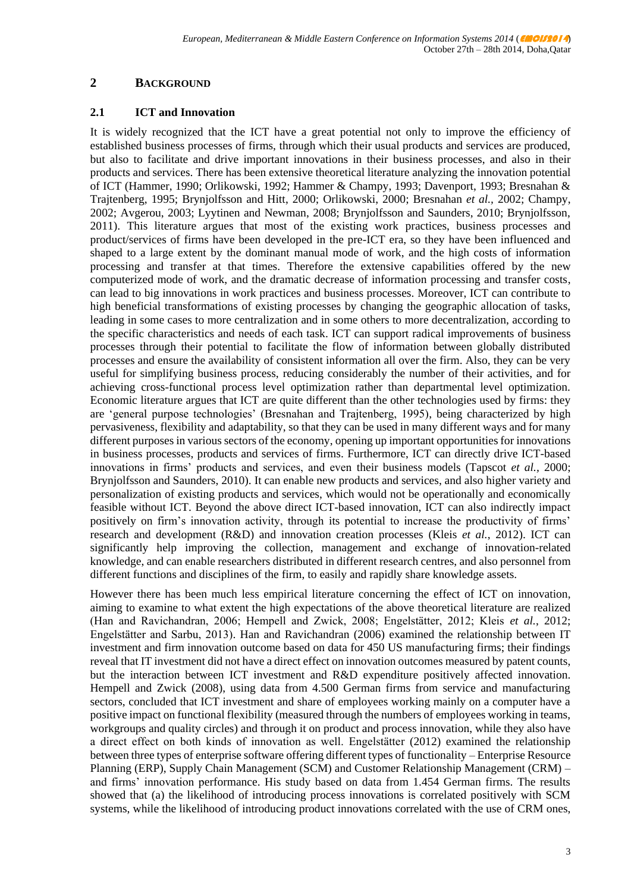## 2 BACKGROUND

### 2.1 ICT and Innovation

It is widely recognized that the ICT have a great potential not only to improve the efficiency of established business processes of firms, through which their usual products and services are produced, but also to facilitate and drive important innovations in their business processes, and also in their products and services. There has been extensive theoretical literature analyzing the innovation potential of ICT (Hammer, 1990; Orlikowski, 1992; Hammer & Champy, 1993; Davenport, 1993; Bresnahan & Trajtenberg, 1995; Brynjolfsson and Hitt, 2000; Orlikowski, 2000; Bresnahan *et al.*, 2002; Champy, 2002; Avgerou, 2003; Lyytinen and Newman, 2008; Brynjolfsson and Saunders, 2010; Brynjolfsson, 2011). This literature argues that most of the existing work practices, business processes and product/services of firms have been developed in the pre-ICT era, so they have been influenced and shaped to a large extent by the dominant manual mode of work, and the high costs of information processing and transfer at that times. Therefore the extensive capabilities offered by the new computerized mode of work, and the dramatic decrease of information processing and transfer costs, can lead to big innovations in work practices and business processes. Moreover, ICT can contribute to high beneficial transformations of existing processes by changing the geographic allocation of tasks, leading in some cases to more centralization and in some others to more decentralization, according to the specific characteristics and needs of each task. ICT can support radical improvements of business processes through their potential to facilitate the flow of information between globally distributed processes and ensure the availability of consistent information all over the firm. Also, they can be very useful for simplifying business process, reducing considerably the number of their activities, and for achieving cross-functional process level optimization rather than departmental level optimization. Economic literature argues that ICT are quite different than the other technologies used by firms: they are 'general purpose technologies' (Bresnahan and Trajtenberg, 1995), being characterized by high pervasiveness, flexibility and adaptability, so that they can be used in many different ways and for many different purposes in various sectors of the economy, opening up important opportunities for innovations in business processes, products and services of firms. Furthermore, ICT can directly drive ICT-based innovations in firms' products and services, and even their business models (Tapscot *et al.*, 2000; Brynjolfsson and Saunders, 2010). It can enable new products and services, and also higher variety and personalization of existing products and services, which would not be operationally and economically feasible without ICT. Beyond the above direct ICT-based innovation, ICT can also indirectly impact positively on firm's innovation activity, through its potential to increase the productivity of firms' research and development (R&D) and innovation creation processes (Kleis *et al.*, 2012). ICT can significantly help improving the collection, management and exchange of innovation-related knowledge, and can enable researchers distributed in different research centres, and also personnel from different functions and disciplines of the firm, to easily and rapidly share knowledge assets.

However there has been much less empirical literature concerning the effect of ICT on innovation, aiming to examine to what extent the high expectations of the above theoretical literature are realized (Han and Ravichandran, 2006; Hempell and Zwick, 2008; Engelstätter, 2012; Kleis *et al.*, 2012; Engelstätter and Sarbu, 2013). Han and Ravichandran (2006) examined the relationship between IT investment and firm innovation outcome based on data for 450 US manufacturing firms; their findings reveal that IT investment did not have a direct effect on innovation outcomes measured by patent counts, but the interaction between ICT investment and R&D expenditure positively affected innovation. Hempell and Zwick (2008), using data from 4.500 German firms from service and manufacturing sectors, concluded that ICT investment and share of employees working mainly on a computer have a positive impact on functional flexibility (measured through the numbers of employees working in teams, workgroups and quality circles) and through it on product and process innovation, while they also have a direct effect on both kinds of innovation as well. Engelstätter (2012) examined the relationship between three types of enterprise software offering different types of functionality – Enterprise Resource Planning (ERP), Supply Chain Management (SCM) and Customer Relationship Management (CRM) – and firms' innovation performance. His study based on data from 1.454 German firms. The results showed that (a) the likelihood of introducing process innovations is correlated positively with SCM systems, while the likelihood of introducing product innovations correlated with the use of CRM ones,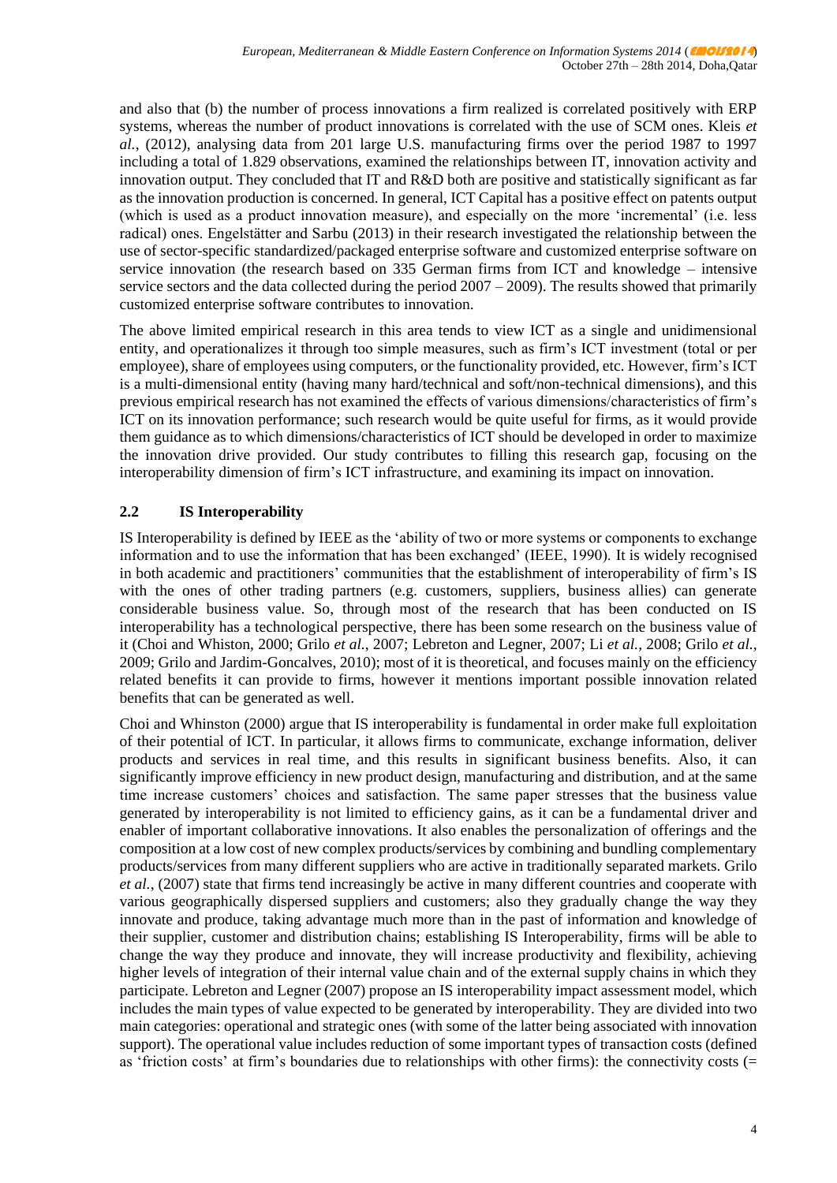and also that (b) the number of process innovations a firm realized is correlated positively with ERP systems, whereas the number of product innovations is correlated with the use of SCM ones. Kleis *et al.*, (2012), analysing data from 201 large U.S. manufacturing firms over the period 1987 to 1997 including a total of 1.829 observations, examined the relationships between IT, innovation activity and innovation output. They concluded that IT and R&D both are positive and statistically significant as far as the innovation production is concerned. In general, ICT Capital has a positive effect on patents output (which is used as a product innovation measure), and especially on the more 'incremental' (i.e. less radical) ones. Engelstätter and Sarbu (2013) in their research investigated the relationship between the use of sector-specific standardized/packaged enterprise software and customized enterprise software on service innovation (the research based on 335 German firms from ICT and knowledge – intensive service sectors and the data collected during the period 2007 – 2009). The results showed that primarily customized enterprise software contributes to innovation.

The above limited empirical research in this area tends to view ICT as a single and unidimensional entity, and operationalizes it through too simple measures, such as firm's ICT investment (total or per employee), share of employees using computers, or the functionality provided, etc. However, firm's ICT is a multi-dimensional entity (having many hard/technical and soft/non-technical dimensions), and this previous empirical research has not examined the effects of various dimensions/characteristics of firm's ICT on its innovation performance; such research would be quite useful for firms, as it would provide them guidance as to which dimensions/characteristics of ICT should be developed in order to maximize the innovation drive provided. Our study contributes to filling this research gap, focusing on the interoperability dimension of firm's ICT infrastructure, and examining its impact on innovation.

## 2.2 IS Interoperability

IS Interoperability is defined by IEEE as the 'ability of two or more systems or components to exchange information and to use the information that has been exchanged' (IEEE, 1990). It is widely recognised in both academic and practitioners' communities that the establishment of interoperability of firm's IS with the ones of other trading partners (e.g. customers, suppliers, business allies) can generate considerable business value. So, through most of the research that has been conducted on IS interoperability has a technological perspective, there has been some research on the business value of it (Choi and Whiston, 2000; Grilo *et al.*, 2007; Lebreton and Legner, 2007; Li *et al.*, 2008; Grilo *et al.*, 2009; Grilo and Jardim-Goncalves, 2010); most of it is theoretical, and focuses mainly on the efficiency related benefits it can provide to firms, however it mentions important possible innovation related benefits that can be generated as well.

Choi and Whinston (2000) argue that IS interoperability is fundamental in order make full exploitation of their potential of ICT. In particular, it allows firms to communicate, exchange information, deliver products and services in real time, and this results in significant business benefits. Also, it can significantly improve efficiency in new product design, manufacturing and distribution, and at the same time increase customers' choices and satisfaction. The same paper stresses that the business value generated by interoperability is not limited to efficiency gains, as it can be a fundamental driver and enabler of important collaborative innovations. It also enables the personalization of offerings and the composition at a low cost of new complex products/services by combining and bundling complementary products/services from many different suppliers who are active in traditionally separated markets. Grilo *et al.*, (2007) state that firms tend increasingly be active in many different countries and cooperate with various geographically dispersed suppliers and customers; also they gradually change the way they innovate and produce, taking advantage much more than in the past of information and knowledge of their supplier, customer and distribution chains; establishing IS Interoperability, firms will be able to change the way they produce and innovate, they will increase productivity and flexibility, achieving higher levels of integration of their internal value chain and of the external supply chains in which they participate. Lebreton and Legner (2007) propose an IS interoperability impact assessment model, which includes the main types of value expected to be generated by interoperability. They are divided into two main categories: operational and strategic ones (with some of the latter being associated with innovation support). The operational value includes reduction of some important types of transaction costs (defined as 'friction costs' at firm's boundaries due to relationships with other firms): the connectivity costs (=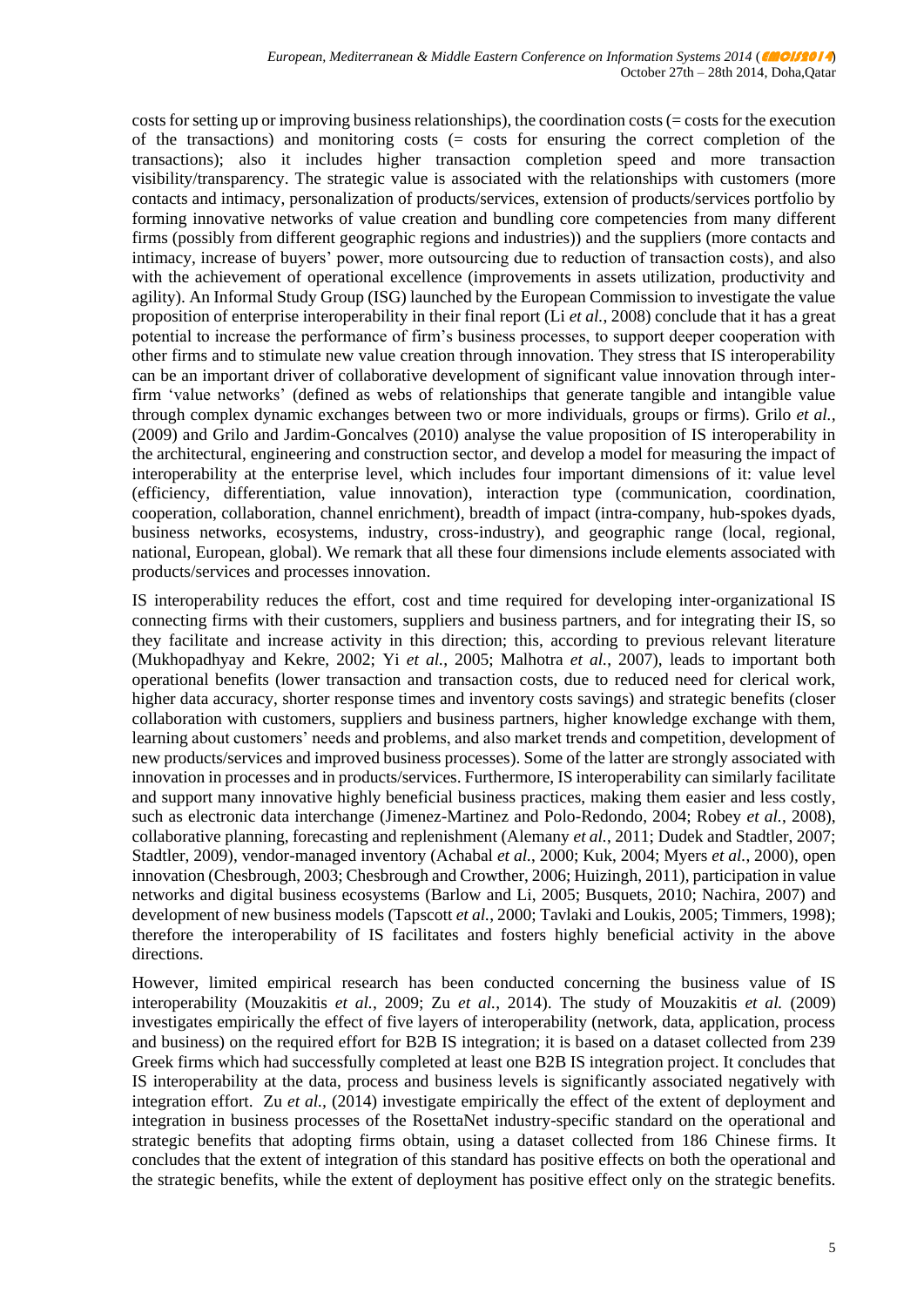costs for setting up or improving business relationships), the coordination costs (= costs for the execution of the transactions) and monitoring costs (= costs for ensuring the correct completion of the transactions); also it includes higher transaction completion speed and more transaction visibility/transparency. The strategic value is associated with the relationships with customers (more contacts and intimacy, personalization of products/services, extension of products/services portfolio by forming innovative networks of value creation and bundling core competencies from many different firms (possibly from different geographic regions and industries)) and the suppliers (more contacts and intimacy, increase of buyers' power, more outsourcing due to reduction of transaction costs), and also with the achievement of operational excellence (improvements in assets utilization, productivity and agility). An Informal Study Group (ISG) launched by the European Commission to investigate the value proposition of enterprise interoperability in their final report (Li *et al.*, 2008) conclude that it has a great potential to increase the performance of firm's business processes, to support deeper cooperation with other firms and to stimulate new value creation through innovation. They stress that IS interoperability can be an important driver of collaborative development of significant value innovation through inter-firm 'value networks' (defined as webs of relationships that generate tangible and intangible value through complex dynamic exchanges between two or more individuals, groups or firms). Grilo *et al.*, (2009) and Grilo and Jardim-Goncalves (2010) analyse the value proposition of IS interoperability in the architectural, engineering and construction sector, and develop a model for measuring the impact of interoperability at the enterprise level, which includes four important dimensions of it: value level (efficiency, differentiation, value innovation), interaction type (communication, coordination, cooperation, collaboration, channel enrichment), breadth of impact (intra-company, hub-spokes dyads, business networks, ecosystems, industry, cross-industry), and geographic range (local, regional, national, European, global). We remark that all these four dimensions include elements associated with products/services and processes innovation.

IS interoperability reduces the effort, cost and time required for developing inter-organizational IS connecting firms with their customers, suppliers and business partners, and for integrating their IS, so they facilitate and increase activity in this direction; this, according to previous relevant literature (Mukhopadhyay and Kekre, 2002; Yi *et al.*, 2005; Malhotra *et al.*, 2007), leads to important both operational benefits (lower transaction and transaction costs, due to reduced need for clerical work, higher data accuracy, shorter response times and inventory costs savings) and strategic benefits (closer collaboration with customers, suppliers and business partners, higher knowledge exchange with them, learning about customers' needs and problems, and also market trends and competition, development of new products/services and improved business processes). Some of the latter are strongly associated with innovation in processes and in products/services. Furthermore, IS interoperability can similarly facilitate and support many innovative highly beneficial business practices, making them easier and less costly, such as electronic data interchange (Jimenez-Martinez and Polo-Redondo, 2004; Robey *et al.*, 2008), collaborative planning, forecasting and replenishment (Alemany *et al.*, 2011; Dudek and Stadtler, 2007; Stadtler, 2009), vendor-managed inventory (Achabal *et al.*, 2000; Kuk, 2004; Myers *et al.*, 2000), open innovation (Chesbrough, 2003; Chesbrough and Crowther, 2006; Huizingh, 2011), participation in value networks and digital business ecosystems (Barlow and Li, 2005; Busquets, 2010; Nachira, 2007) and development of new business models (Tapscott *et al.*, 2000; Tavlaki and Loukis, 2005; Timmers, 1998); therefore the interoperability of IS facilitates and fosters highly beneficial activity in the above directions.

However, limited empirical research has been conducted concerning the business value of IS interoperability (Mouzakitis *et al.*, 2009; Zu *et al.*, 2014). The study of Mouzakitis *et al.* (2009) investigates empirically the effect of five layers of interoperability (network, data, application, process and business) on the required effort for B2B IS integration; it is based on a dataset collected from 239 Greek firms which had successfully completed at least one B2B IS integration project. It concludes that IS interoperability at the data, process and business levels is significantly associated negatively with integration effort. Zu *et al.*, (2014) investigate empirically the effect of the extent of deployment and integration in business processes of the RosettaNet industry-specific standard on the operational and strategic benefits that adopting firms obtain, using a dataset collected from 186 Chinese firms. It concludes that the extent of integration of this standard has positive effects on both the operational and the strategic benefits, while the extent of deployment has positive effect only on the strategic benefits.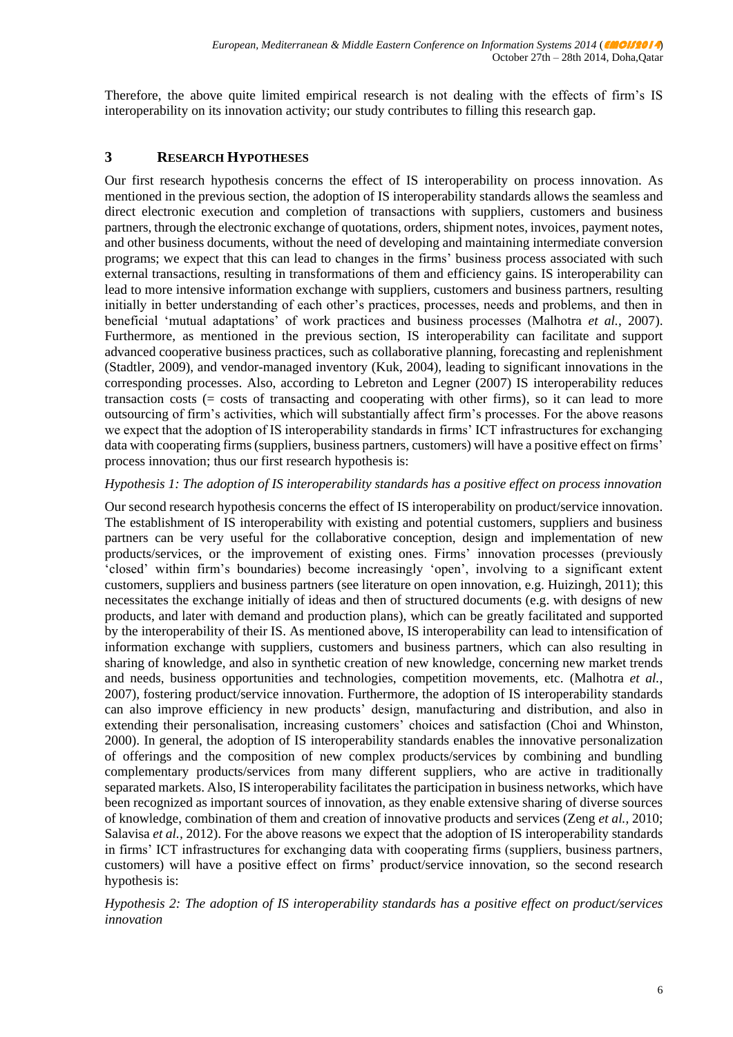Therefore, the above quite limited empirical research is not dealing with the effects of firm's IS interoperability on its innovation activity; our study contributes to filling this research gap.

## 3 RESEARCH HYPOTHESES

Our first research hypothesis concerns the effect of IS interoperability on process innovation. As mentioned in the previous section, the adoption of IS interoperability standards allows the seamless and direct electronic execution and completion of transactions with suppliers, customers and business partners, through the electronic exchange of quotations, orders, shipment notes, invoices, payment notes, and other business documents, without the need of developing and maintaining intermediate conversion programs; we expect that this can lead to changes in the firms' business process associated with such external transactions, resulting in transformations of them and efficiency gains. IS interoperability can lead to more intensive information exchange with suppliers, customers and business partners, resulting initially in better understanding of each other's practices, processes, needs and problems, and then in beneficial 'mutual adaptations' of work practices and business processes (Malhotra *et al.*, 2007). Furthermore, as mentioned in the previous section, IS interoperability can facilitate and support advanced cooperative business practices, such as collaborative planning, forecasting and replenishment (Stadtler, 2009), and vendor-managed inventory (Kuk, 2004), leading to significant innovations in the corresponding processes. Also, according to Lebreton and Legner (2007) IS interoperability reduces transaction costs (= costs of transacting and cooperating with other firms), so it can lead to more outsourcing of firm's activities, which will substantially affect firm's processes. For the above reasons we expect that the adoption of IS interoperability standards in firms' ICT infrastructures for exchanging data with cooperating firms (suppliers, business partners, customers) will have a positive effect on firms' process innovation; thus our first research hypothesis is:

*Hypothesis 1: The adoption of IS interoperability standards has a positive effect on process innovation*

Our second research hypothesis concerns the effect of IS interoperability on product/service innovation. The establishment of IS interoperability with existing and potential customers, suppliers and business partners can be very useful for the collaborative conception, design and implementation of new products/services, or the improvement of existing ones. Firms' innovation processes (previously 'closed' within firm's boundaries) become increasingly 'open', involving to a significant extent customers, suppliers and business partners (see literature on open innovation, e.g. Huizingh, 2011); this necessitates the exchange initially of ideas and then of structured documents (e.g. with designs of new products, and later with demand and production plans), which can be greatly facilitated and supported by the interoperability of their IS. As mentioned above, IS interoperability can lead to intensification of information exchange with suppliers, customers and business partners, which can also resulting in sharing of knowledge, and also in synthetic creation of new knowledge, concerning new market trends and needs, business opportunities and technologies, competition movements, etc. (Malhotra *et al.*, 2007), fostering product/service innovation. Furthermore, the adoption of IS interoperability standards can also improve efficiency in new products' design, manufacturing and distribution, and also in extending their personalisation, increasing customers' choices and satisfaction (Choi and Whinston, 2000). In general, the adoption of IS interoperability standards enables the innovative personalization of offerings and the composition of new complex products/services by combining and bundling complementary products/services from many different suppliers, who are active in traditionally separated markets. Also, IS interoperability facilitates the participation in business networks, which have been recognized as important sources of innovation, as they enable extensive sharing of diverse sources of knowledge, combination of them and creation of innovative products and services (Zeng *et al.*, 2010; Salavisa *et al.*, 2012). For the above reasons we expect that the adoption of IS interoperability standards in firms' ICT infrastructures for exchanging data with cooperating firms (suppliers, business partners, customers) will have a positive effect on firms' product/service innovation, so the second research hypothesis is:

*Hypothesis 2: The adoption of IS interoperability standards has a positive effect on product/services innovation*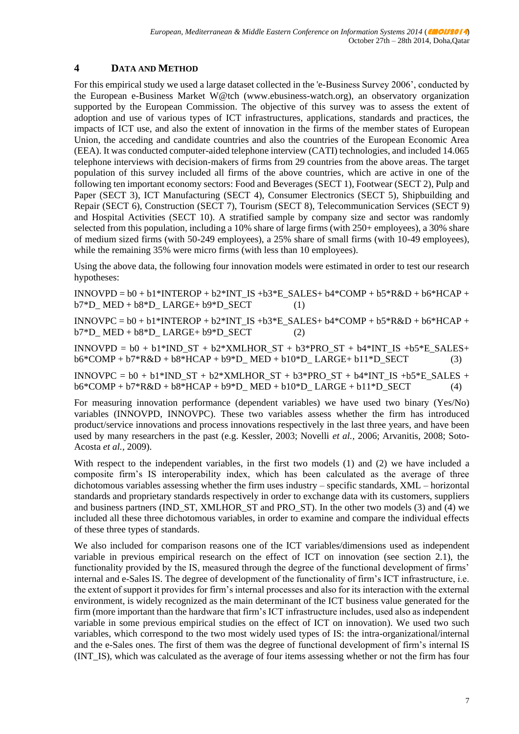## 4 DATA AND METHOD

For this empirical study we used a large dataset collected in the 'e-Business Survey 2006', conducted by the European e-Business Market W@tch (www.ebusiness-watch.org), an observatory organization supported by the European Commission. The objective of this survey was to assess the extent of adoption and use of various types of ICT infrastructures, applications, standards and practices, the impacts of ICT use, and also the extent of innovation in the firms of the member states of European Union, the acceding and candidate countries and also the countries of the European Economic Area (EEA). It was conducted computer-aided telephone interview (CATI) technologies, and included 14.065 telephone interviews with decision-makers of firms from 29 countries from the above areas. The target population of this survey included all firms of the above countries, which are active in one of the following ten important economy sectors: Food and Beverages (SECT 1), Footwear (SECT 2), Pulp and Paper (SECT 3), ICT Manufacturing (SECT 4), Consumer Electronics (SECT 5), Shipbuilding and Repair (SECT 6), Construction (SECT 7), Tourism (SECT 8), Telecommunication Services (SECT 9) and Hospital Activities (SECT 10). A stratified sample by company size and sector was randomly selected from this population, including a 10% share of large firms (with 250+ employees), a 30% share of medium sized firms (with 50-249 employees), a 25% share of small firms (with 10-49 employees), while the remaining 35% were micro firms (with less than 10 employees).

Using the above data, the following four innovation models were estimated in order to test our research hypotheses:

INNOVPD = b0 + b1*INTEROP + b2*INT_IS +b3*E_SALES+ b4*COMP + b5*R&D + b6*HCAP + b7*D_ MED + b8*D_ LARGE+ b9*D_SECT (1)

INNOVPC = b0 + b1*INTEROP + b2*INT_IS +b3*E_SALES+ b4*COMP + b5*R&D + b6*HCAP + b7*D_ MED + b8*D_ LARGE+ b9*D_SECT (2)

INNOVPD = b0 + b1*IND_ST + b2*XMLHOR_ST + b3*PRO_ST + b4*INT_IS +b5*E_SALES+ b6*COMP + b7*R&D + b8*HCAP + b9*D_ MED + b10*D_ LARGE+ b11*D_SECT (3)

INNOVPC = b0 + b1*IND_ST + b2*XMLHOR_ST + b3*PRO_ST + b4*INT_IS +b5*E_SALES + b6*COMP + b7*R&D + b8*HCAP + b9*D_ MED + b10*D_ LARGE + b11*D_SECT (4)

For measuring innovation performance (dependent variables) we have used two binary (Yes/No) variables (INNOVPD, INNOVPC). These two variables assess whether the firm has introduced product/service innovations and process innovations respectively in the last three years, and have been used by many researchers in the past (e.g. Kessler, 2003; Novelli *et al.*, 2006; Arvanitis, 2008; Soto-Acosta *et al.*, 2009).

With respect to the independent variables, in the first two models (1) and (2) we have included a composite firm's IS interoperability index, which has been calculated as the average of three dichotomous variables assessing whether the firm uses industry – specific standards, XML – horizontal standards and proprietary standards respectively in order to exchange data with its customers, suppliers and business partners (IND_ST, XMLHOR_ST and PRO_ST). In the other two models (3) and (4) we included all these three dichotomous variables, in order to examine and compare the individual effects of these three types of standards.

We also included for comparison reasons one of the ICT variables/dimensions used as independent variable in previous empirical research on the effect of ICT on innovation (see section 2.1), the functionality provided by the IS, measured through the degree of the functional development of firms' internal and e-Sales IS. The degree of development of the functionality of firm's ICT infrastructure, i.e. the extent of support it provides for firm's internal processes and also for its interaction with the external environment, is widely recognized as the main determinant of the ICT business value generated for the firm (more important than the hardware that firm's ICT infrastructure includes, used also as independent variable in some previous empirical studies on the effect of ICT on innovation). We used two such variables, which correspond to the two most widely used types of IS: the intra-organizational/internal and the e-Sales ones. The first of them was the degree of functional development of firm's internal IS (INT_IS), which was calculated as the average of four items assessing whether or not the firm has four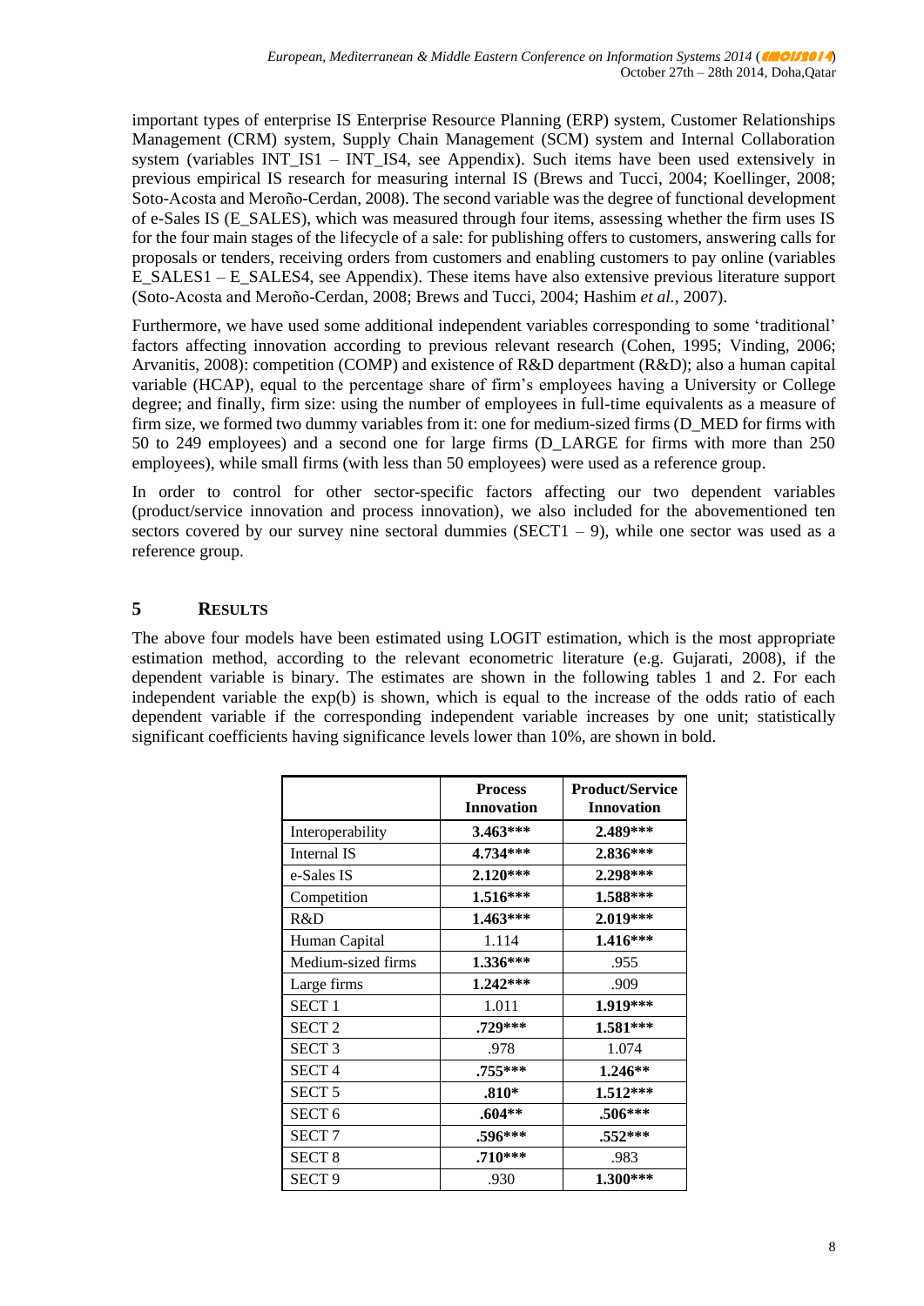important types of enterprise IS Enterprise Resource Planning (ERP) system, Customer Relationships Management (CRM) system, Supply Chain Management (SCM) system and Internal Collaboration system (variables INT_IS1 – INT_IS4, see Appendix). Such items have been used extensively in previous empirical IS research for measuring internal IS (Brews and Tucci, 2004; Koellinger, 2008; Soto-Acosta and Meroño-Cerdan, 2008). The second variable was the degree of functional development of e-Sales IS (E_SALES), which was measured through four items, assessing whether the firm uses IS for the four main stages of the lifecycle of a sale: for publishing offers to customers, answering calls for proposals or tenders, receiving orders from customers and enabling customers to pay online (variables E_SALES1 – E_SALES4, see Appendix). These items have also extensive previous literature support (Soto-Acosta and Meroño-Cerdan, 2008; Brews and Tucci, 2004; Hashim *et al.*, 2007).

Furthermore, we have used some additional independent variables corresponding to some 'traditional' factors affecting innovation according to previous relevant research (Cohen, 1995; Vinding, 2006; Arvanitis, 2008): competition (COMP) and existence of R&D department (R&D); also a human capital variable (HCAP), equal to the percentage share of firm's employees having a University or College degree; and finally, firm size: using the number of employees in full-time equivalents as a measure of firm size, we formed two dummy variables from it: one for medium-sized firms (D_MED for firms with 50 to 249 employees) and a second one for large firms (D_LARGE for firms with more than 250 employees), while small firms (with less than 50 employees) were used as a reference group.

In order to control for other sector-specific factors affecting our two dependent variables (product/service innovation and process innovation), we also included for the abovementioned ten sectors covered by our survey nine sectoral dummies (SECT1 – 9), while one sector was used as a reference group.

## 5 RESULTS

The above four models have been estimated using LOGIT estimation, which is the most appropriate estimation method, according to the relevant econometric literature (e.g. Gujarati, 2008), if the dependent variable is binary. The estimates are shown in the following tables 1 and 2. For each independent variable the exp(b) is shown, which is equal to the increase of the odds ratio of each dependent variable if the corresponding independent variable increases by one unit; statistically significant coefficients having significance levels lower than 10%, are shown in bold.

| | Process Innovation | Product/Service Innovation |
|---|---|---|
| Interoperability | **3.463*** ** | **2.489*** ** |
| Internal IS | **4.734*** ** | **2.836*** ** |
| e-Sales IS | **2.120*** ** | **2.298*** ** |
| Competition | **1.516*** ** | **1.588*** ** |
| R&D | **1.463*** ** | **2.019*** ** |
| Human Capital | 1.114 | **1.416*** ** |
| Medium-sized firms | **1.336*** ** | .955 |
| Large firms | **1.242*** ** | .909 |
| SECT 1 | 1.011 | **1.919*** ** |
| SECT 2 | **.729*** ** | **1.581*** ** |
| SECT 3 | .978 | 1.074 |
| SECT 4 | **.755*** ** | **1.246** ** |
| SECT 5 | **.810* ** | **1.512*** ** |
| SECT 6 | **.604** ** | **.506*** ** |
| SECT 7 | **.596*** ** | **.552*** ** |
| SECT 8 | **.710*** ** | .983 |
| SECT 9 | .930 | **1.300*** ** |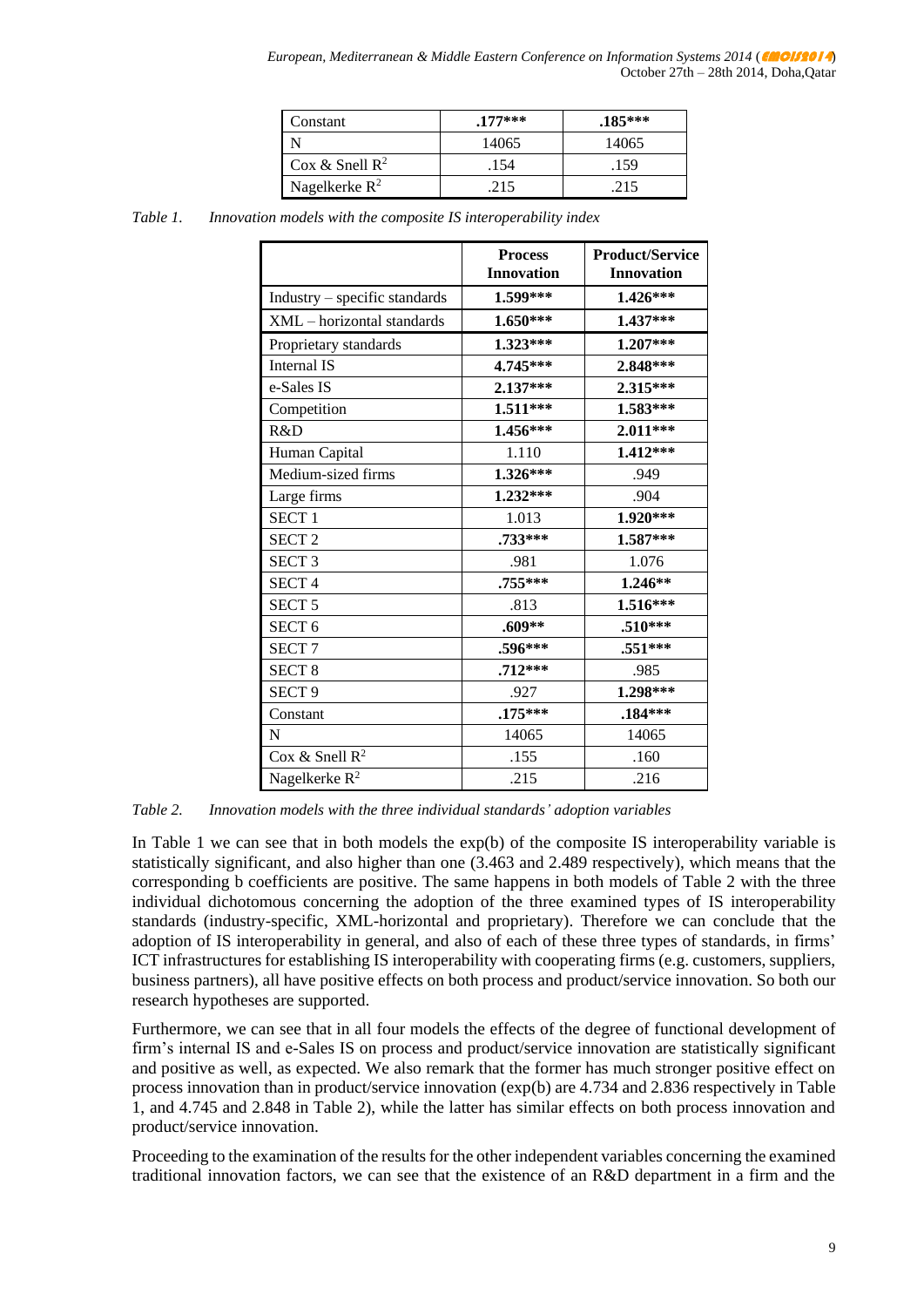| Constant | .177*** | .185*** |
|---|---|---|
| N | 14065 | 14065 |
| Cox & Snell $R^2$ | .154 | .159 |
| Nagelkerke $R^2$ | .215 | .215 |

*Table 1. Innovation models with the composite IS interoperability index*

| | Process Innovation | Product/Service Innovation |
|---|---|---|
| Industry – specific standards | **1.599*** ** | **1.426*** ** |
| XML – horizontal standards | **1.650*** ** | **1.437*** ** |
| Proprietary standards | **1.323*** ** | **1.207*** ** |
| Internal IS | **4.745*** ** | **2.848*** ** |
| e-Sales IS | **2.137*** ** | **2.315*** ** |
| Competition | **1.511*** ** | **1.583*** ** |
| R&D | **1.456*** ** | **2.011*** ** |
| Human Capital | 1.110 | **1.412*** ** |
| Medium-sized firms | **1.326*** ** | .949 |
| Large firms | **1.232*** ** | .904 |
| SECT 1 | 1.013 | **1.920*** ** |
| SECT 2 | **.733*** ** | **1.587*** ** |
| SECT 3 | .981 | 1.076 |
| SECT 4 | **.755*** ** | **1.246** ** |
| SECT 5 | .813 | **1.516*** ** |
| SECT 6 | **.609** ** | **.510*** ** |
| SECT 7 | **.596*** ** | **.551*** ** |
| SECT 8 | **.712*** ** | .985 |
| SECT 9 | .927 | **1.298*** ** |
| Constant | **.175*** ** | **.184*** ** |
| N | 14065 | 14065 |
| Cox & Snell $R^2$ | .155 | .160 |
| Nagelkerke $R^2$ | .215 | .216 |

*Table 2. Innovation models with the three individual standards' adoption variables*

In Table 1 we can see that in both models the exp(b) of the composite IS interoperability variable is statistically significant, and also higher than one (3.463 and 2.489 respectively), which means that the corresponding b coefficients are positive. The same happens in both models of Table 2 with the three individual dichotomous concerning the adoption of the three examined types of IS interoperability standards (industry-specific, XML-horizontal and proprietary). Therefore we can conclude that the adoption of IS interoperability in general, and also of each of these three types of standards, in firms' ICT infrastructures for establishing IS interoperability with cooperating firms (e.g. customers, suppliers, business partners), all have positive effects on both process and product/service innovation. So both our research hypotheses are supported.

Furthermore, we can see that in all four models the effects of the degree of functional development of firm's internal IS and e-Sales IS on process and product/service innovation are statistically significant and positive as well, as expected. We also remark that the former has much stronger positive effect on process innovation than in product/service innovation (exp(b) are 4.734 and 2.836 respectively in Table 1, and 4.745 and 2.848 in Table 2), while the latter has similar effects on both process innovation and product/service innovation.

Proceeding to the examination of the results for the other independent variables concerning the examined traditional innovation factors, we can see that the existence of an R&D department in a firm and the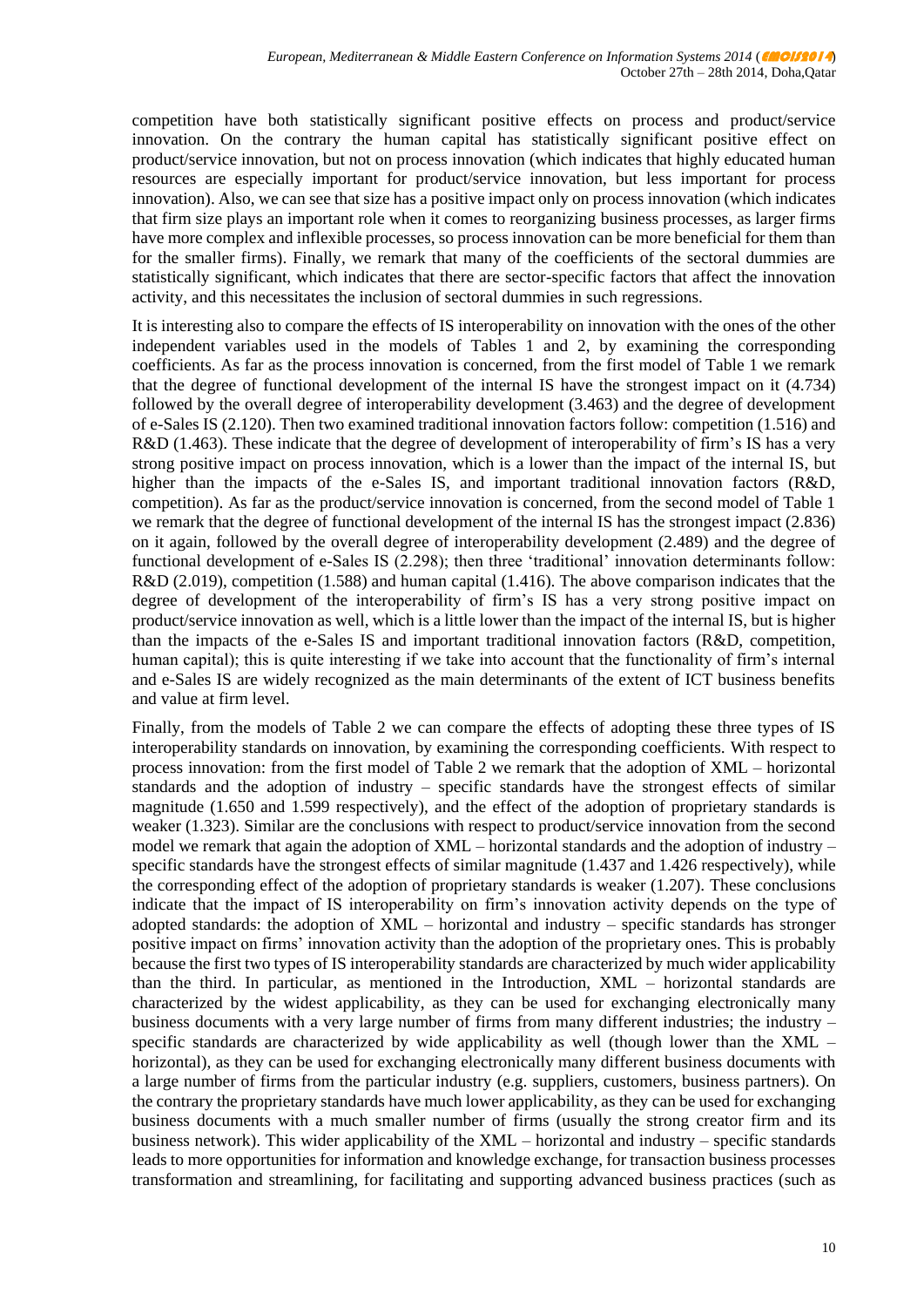competition have both statistically significant positive effects on process and product/service innovation. On the contrary the human capital has statistically significant positive effect on product/service innovation, but not on process innovation (which indicates that highly educated human resources are especially important for product/service innovation, but less important for process innovation). Also, we can see that size has a positive impact only on process innovation (which indicates that firm size plays an important role when it comes to reorganizing business processes, as larger firms have more complex and inflexible processes, so process innovation can be more beneficial for them than for the smaller firms). Finally, we remark that many of the coefficients of the sectoral dummies are statistically significant, which indicates that there are sector-specific factors that affect the innovation activity, and this necessitates the inclusion of sectoral dummies in such regressions.

It is interesting also to compare the effects of IS interoperability on innovation with the ones of the other independent variables used in the models of Tables 1 and 2, by examining the corresponding coefficients. As far as the process innovation is concerned, from the first model of Table 1 we remark that the degree of functional development of the internal IS have the strongest impact on it (4.734) followed by the overall degree of interoperability development (3.463) and the degree of development of e-Sales IS (2.120). Then two examined traditional innovation factors follow: competition (1.516) and R&D (1.463). These indicate that the degree of development of interoperability of firm's IS has a very strong positive impact on process innovation, which is a lower than the impact of the internal IS, but higher than the impacts of the e-Sales IS, and important traditional innovation factors (R&D, competition). As far as the product/service innovation is concerned, from the second model of Table 1 we remark that the degree of functional development of the internal IS has the strongest impact (2.836) on it again, followed by the overall degree of interoperability development (2.489) and the degree of functional development of e-Sales IS (2.298); then three 'traditional' innovation determinants follow: R&D (2.019), competition (1.588) and human capital (1.416). The above comparison indicates that the degree of development of the interoperability of firm's IS has a very strong positive impact on product/service innovation as well, which is a little lower than the impact of the internal IS, but is higher than the impacts of the e-Sales IS and important traditional innovation factors (R&D, competition, human capital); this is quite interesting if we take into account that the functionality of firm's internal and e-Sales IS are widely recognized as the main determinants of the extent of ICT business benefits and value at firm level.

Finally, from the models of Table 2 we can compare the effects of adopting these three types of IS interoperability standards on innovation, by examining the corresponding coefficients. With respect to process innovation: from the first model of Table 2 we remark that the adoption of XML – horizontal standards and the adoption of industry – specific standards have the strongest effects of similar magnitude (1.650 and 1.599 respectively), and the effect of the adoption of proprietary standards is weaker (1.323). Similar are the conclusions with respect to product/service innovation from the second model we remark that again the adoption of XML – horizontal standards and the adoption of industry – specific standards have the strongest effects of similar magnitude (1.437 and 1.426 respectively), while the corresponding effect of the adoption of proprietary standards is weaker (1.207). These conclusions indicate that the impact of IS interoperability on firm's innovation activity depends on the type of adopted standards: the adoption of XML – horizontal and industry – specific standards has stronger positive impact on firms' innovation activity than the adoption of the proprietary ones. This is probably because the first two types of IS interoperability standards are characterized by much wider applicability than the third. In particular, as mentioned in the Introduction, XML – horizontal standards are characterized by the widest applicability, as they can be used for exchanging electronically many business documents with a very large number of firms from many different industries; the industry – specific standards are characterized by wide applicability as well (though lower than the XML – horizontal), as they can be used for exchanging electronically many different business documents with a large number of firms from the particular industry (e.g. suppliers, customers, business partners). On the contrary the proprietary standards have much lower applicability, as they can be used for exchanging business documents with a much smaller number of firms (usually the strong creator firm and its business network). This wider applicability of the XML – horizontal and industry – specific standards leads to more opportunities for information and knowledge exchange, for transaction business processes transformation and streamlining, for facilitating and supporting advanced business practices (such as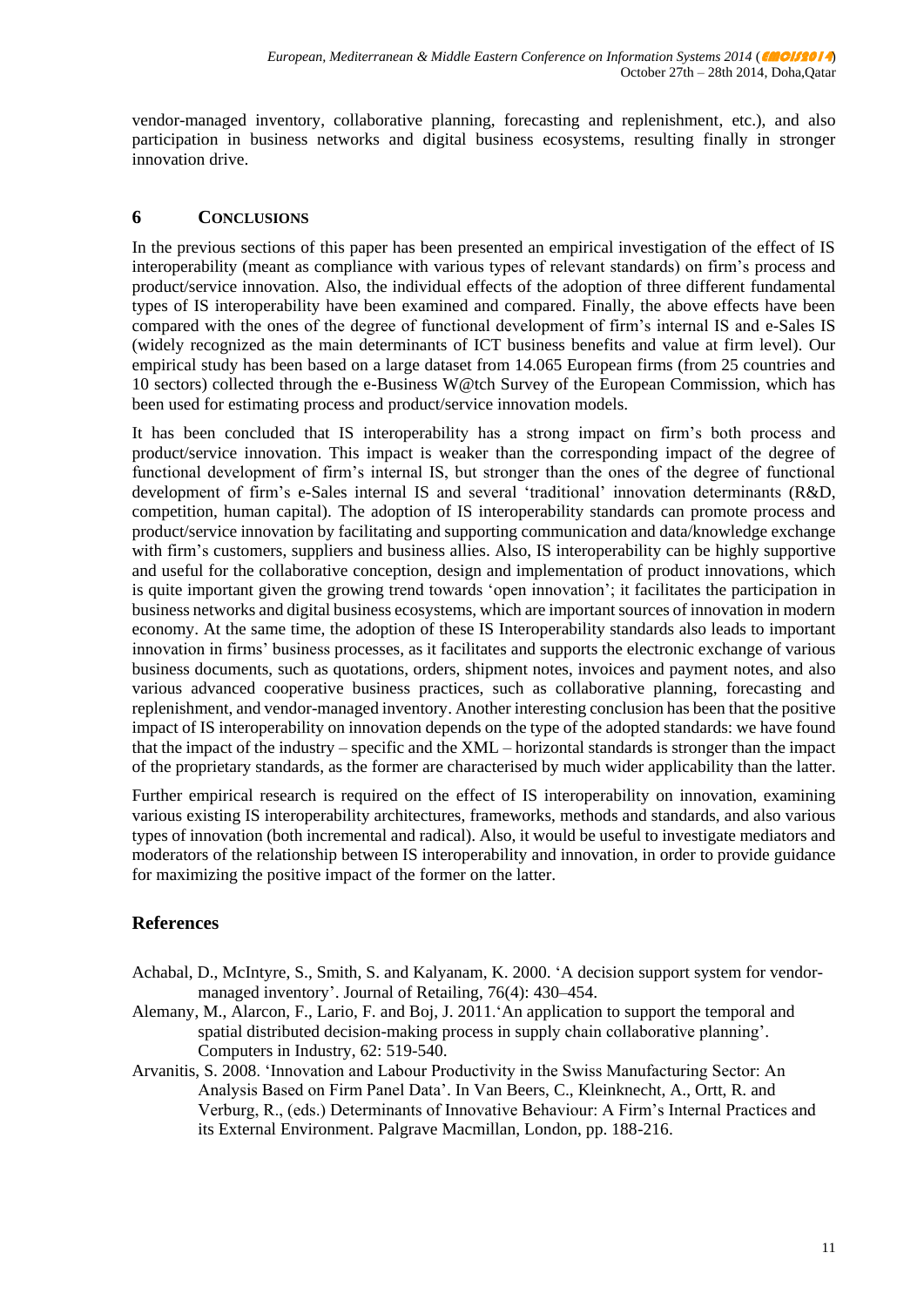vendor-managed inventory, collaborative planning, forecasting and replenishment, etc.), and also participation in business networks and digital business ecosystems, resulting finally in stronger innovation drive.

## 6 CONCLUSIONS

In the previous sections of this paper has been presented an empirical investigation of the effect of IS interoperability (meant as compliance with various types of relevant standards) on firm's process and product/service innovation. Also, the individual effects of the adoption of three different fundamental types of IS interoperability have been examined and compared. Finally, the above effects have been compared with the ones of the degree of functional development of firm's internal IS and e-Sales IS (widely recognized as the main determinants of ICT business benefits and value at firm level). Our empirical study has been based on a large dataset from 14.065 European firms (from 25 countries and 10 sectors) collected through the e-Business W@tch Survey of the European Commission, which has been used for estimating process and product/service innovation models.

It has been concluded that IS interoperability has a strong impact on firm's both process and product/service innovation. This impact is weaker than the corresponding impact of the degree of functional development of firm's internal IS, but stronger than the ones of the degree of functional development of firm's e-Sales internal IS and several 'traditional' innovation determinants (R&D, competition, human capital). The adoption of IS interoperability standards can promote process and product/service innovation by facilitating and supporting communication and data/knowledge exchange with firm's customers, suppliers and business allies. Also, IS interoperability can be highly supportive and useful for the collaborative conception, design and implementation of product innovations, which is quite important given the growing trend towards 'open innovation'; it facilitates the participation in business networks and digital business ecosystems, which are important sources of innovation in modern economy. At the same time, the adoption of these IS Interoperability standards also leads to important innovation in firms' business processes, as it facilitates and supports the electronic exchange of various business documents, such as quotations, orders, shipment notes, invoices and payment notes, and also various advanced cooperative business practices, such as collaborative planning, forecasting and replenishment, and vendor-managed inventory. Another interesting conclusion has been that the positive impact of IS interoperability on innovation depends on the type of the adopted standards: we have found that the impact of the industry – specific and the XML – horizontal standards is stronger than the impact of the proprietary standards, as the former are characterised by much wider applicability than the latter.

Further empirical research is required on the effect of IS interoperability on innovation, examining various existing IS interoperability architectures, frameworks, methods and standards, and also various types of innovation (both incremental and radical). Also, it would be useful to investigate mediators and moderators of the relationship between IS interoperability and innovation, in order to provide guidance for maximizing the positive impact of the former on the latter.

## References

Achabal, D., McIntyre, S., Smith, S. and Kalyanam, K. 2000. 'A decision support system for vendor-managed inventory'. Journal of Retailing, 76(4): 430–454.

Alemany, M., Alarcon, F., Lario, F. and Boj, J. 2011.'An application to support the temporal and spatial distributed decision-making process in supply chain collaborative planning'. Computers in Industry, 62: 519-540.

Arvanitis, S. 2008. 'Innovation and Labour Productivity in the Swiss Manufacturing Sector: An Analysis Based on Firm Panel Data'. In Van Beers, C., Kleinknecht, A., Ortt, R. and Verburg, R., (eds.) Determinants of Innovative Behaviour: A Firm's Internal Practices and its External Environment. Palgrave Macmillan, London, pp. 188-216.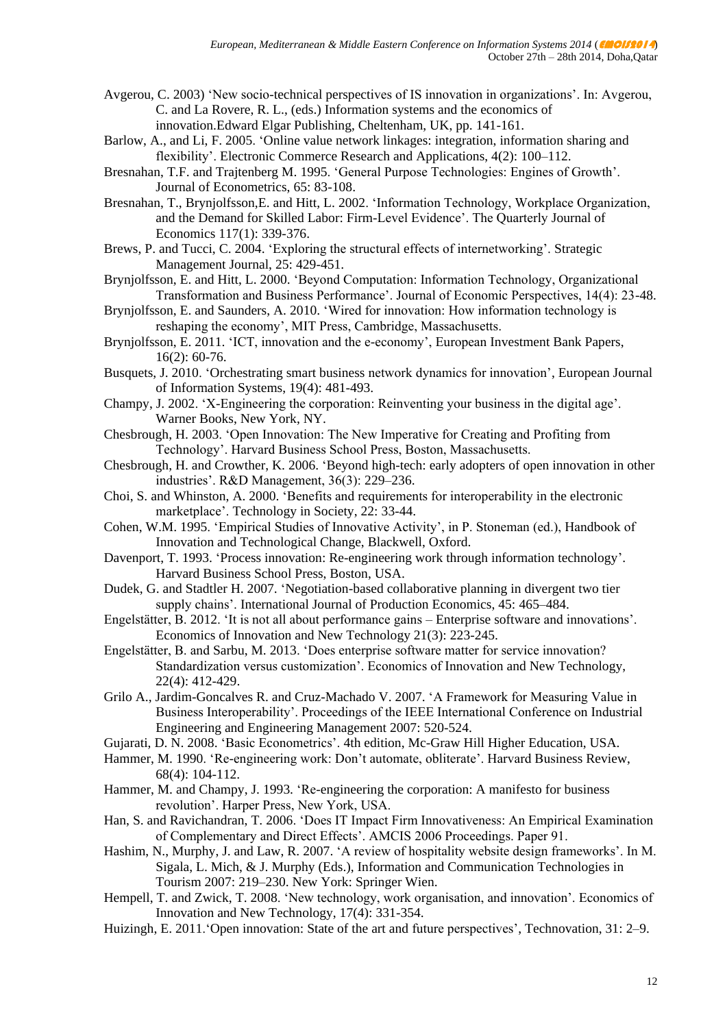Avgerou, C. 2003) 'New socio-technical perspectives of IS innovation in organizations'. In: Avgerou, C. and La Rovere, R. L., (eds.) Information systems and the economics of innovation.Edward Elgar Publishing, Cheltenham, UK, pp. 141-161.

Barlow, A., and Li, F. 2005. 'Online value network linkages: integration, information sharing and flexibility'. Electronic Commerce Research and Applications, 4(2): 100–112.

Bresnahan, T.F. and Trajtenberg M. 1995. 'General Purpose Technologies: Engines of Growth'. Journal of Econometrics, 65: 83-108.

Bresnahan, T., Brynjolfsson,E. and Hitt, L. 2002. 'Information Technology, Workplace Organization, and the Demand for Skilled Labor: Firm-Level Evidence'. The Quarterly Journal of Economics 117(1): 339-376.

Brews, P. and Tucci, C. 2004. 'Exploring the structural effects of internetworking'. Strategic Management Journal, 25: 429-451.

Brynjolfsson, E. and Hitt, L. 2000. 'Beyond Computation: Information Technology, Organizational Transformation and Business Performance'. Journal of Economic Perspectives, 14(4): 23-48.

Brynjolfsson, E. and Saunders, A. 2010. 'Wired for innovation: How information technology is reshaping the economy', MIT Press, Cambridge, Massachusetts.

Brynjolfsson, E. 2011. 'ICT, innovation and the e-economy', European Investment Bank Papers, 16(2): 60-76.

Busquets, J. 2010. 'Orchestrating smart business network dynamics for innovation', European Journal of Information Systems, 19(4): 481-493.

Champy, J. 2002. 'X-Engineering the corporation: Reinventing your business in the digital age'. Warner Books, New York, NY.

Chesbrough, H. 2003. 'Open Innovation: The New Imperative for Creating and Profiting from Technology'. Harvard Business School Press, Boston, Massachusetts.

Chesbrough, H. and Crowther, K. 2006. 'Beyond high-tech: early adopters of open innovation in other industries'. R&D Management, 36(3): 229–236.

Choi, S. and Whinston, A. 2000. 'Benefits and requirements for interoperability in the electronic marketplace'. Technology in Society, 22: 33-44.

Cohen, W.M. 1995. 'Empirical Studies of Innovative Activity', in P. Stoneman (ed.), Handbook of Innovation and Technological Change, Blackwell, Oxford.

Davenport, T. 1993. 'Process innovation: Re-engineering work through information technology'. Harvard Business School Press, Boston, USA.

Dudek, G. and Stadtler H. 2007. 'Negotiation-based collaborative planning in divergent two tier supply chains'. International Journal of Production Economics, 45: 465–484.

Engelstätter, B. 2012. 'It is not all about performance gains – Enterprise software and innovations'. Economics of Innovation and New Technology 21(3): 223-245.

Engelstätter, B. and Sarbu, M. 2013. 'Does enterprise software matter for service innovation? Standardization versus customization'. Economics of Innovation and New Technology, 22(4): 412-429.

Grilo A., Jardim-Goncalves R. and Cruz-Machado V. 2007. 'A Framework for Measuring Value in Business Interoperability'. Proceedings of the IEEE International Conference on Industrial Engineering and Engineering Management 2007: 520-524.

Gujarati, D. N. 2008. 'Basic Econometrics'. 4th edition, Mc-Graw Hill Higher Education, USA.

Hammer, M. 1990. 'Re-engineering work: Don't automate, obliterate'. Harvard Business Review, 68(4): 104-112.

Hammer, M. and Champy, J. 1993. 'Re-engineering the corporation: A manifesto for business revolution'. Harper Press, New York, USA.

Han, S. and Ravichandran, T. 2006. 'Does IT Impact Firm Innovativeness: An Empirical Examination of Complementary and Direct Effects'. AMCIS 2006 Proceedings. Paper 91.

Hashim, N., Murphy, J. and Law, R. 2007. 'A review of hospitality website design frameworks'. In M. Sigala, L. Mich, & J. Murphy (Eds.), Information and Communication Technologies in Tourism 2007: 219–230. New York: Springer Wien.

Hempell, T. and Zwick, T. 2008. 'New technology, work organisation, and innovation'. Economics of Innovation and New Technology, 17(4): 331-354.

Huizingh, E. 2011.'Open innovation: State of the art and future perspectives', Technovation, 31: 2–9.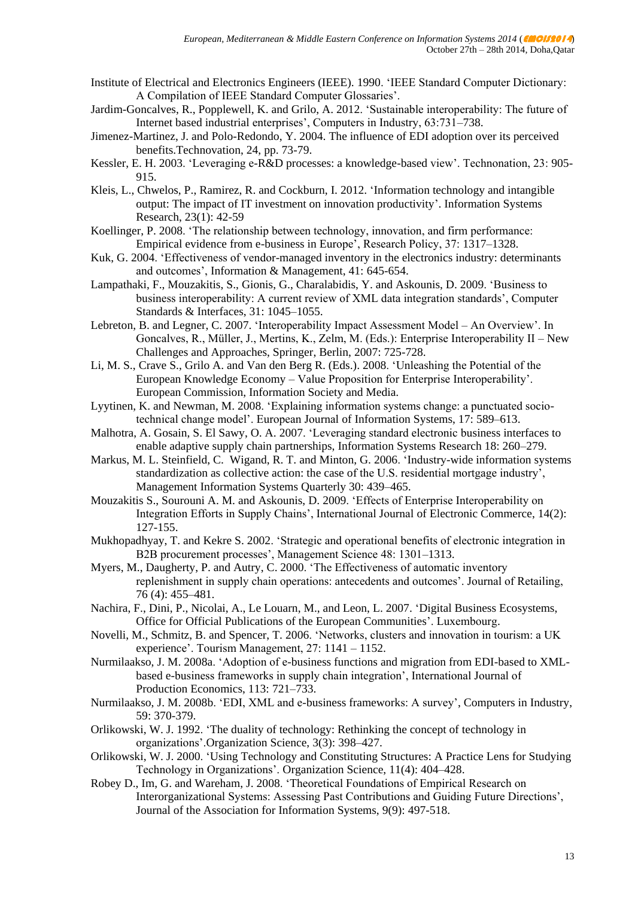Institute of Electrical and Electronics Engineers (IEEE). 1990. 'IEEE Standard Computer Dictionary: A Compilation of IEEE Standard Computer Glossaries'.

Jardim-Goncalves, R., Popplewell, K. and Grilo, A. 2012. 'Sustainable interoperability: The future of Internet based industrial enterprises', Computers in Industry, 63:731–738.

Jimenez-Martinez, J. and Polo-Redondo, Y. 2004. The influence of EDI adoption over its perceived benefits.Technovation, 24, pp. 73-79.

Kessler, E. H. 2003. 'Leveraging e-R&D processes: a knowledge-based view'. Technonation, 23: 905-915.

Kleis, L., Chwelos, P., Ramirez, R. and Cockburn, I. 2012. 'Information technology and intangible output: The impact of IT investment on innovation productivity'. Information Systems Research, 23(1): 42-59

Koellinger, P. 2008. 'The relationship between technology, innovation, and firm performance: Empirical evidence from e-business in Europe', Research Policy, 37: 1317–1328.

Kuk, G. 2004. 'Effectiveness of vendor-managed inventory in the electronics industry: determinants and outcomes', Information & Management, 41: 645-654.

Lampathaki, F., Mouzakitis, S., Gionis, G., Charalabidis, Y. and Askounis, D. 2009. 'Business to business interoperability: A current review of XML data integration standards', Computer Standards & Interfaces, 31: 1045–1055.

Lebreton, B. and Legner, C. 2007. 'Interoperability Impact Assessment Model – An Overview'. In Goncalves, R., Müller, J., Mertins, K., Zelm, M. (Eds.): Enterprise Interoperability II – New Challenges and Approaches, Springer, Berlin, 2007: 725-728.

Li, M. S., Crave S., Grilo A. and Van den Berg R. (Eds.). 2008. 'Unleashing the Potential of the European Knowledge Economy – Value Proposition for Enterprise Interoperability'. European Commission, Information Society and Media.

Lyytinen, K. and Newman, M. 2008. 'Explaining information systems change: a punctuated socio-technical change model'. European Journal of Information Systems, 17: 589–613.

Malhotra, A. Gosain, S. El Sawy, O. A. 2007. 'Leveraging standard electronic business interfaces to enable adaptive supply chain partnerships, Information Systems Research 18: 260–279.

Markus, M. L. Steinfield, C. Wigand, R. T. and Minton, G. 2006. 'Industry-wide information systems standardization as collective action: the case of the U.S. residential mortgage industry', Management Information Systems Quarterly 30: 439–465.

Mouzakitis S., Sourouni A. M. and Askounis, D. 2009. 'Effects of Enterprise Interoperability on Integration Efforts in Supply Chains', International Journal of Electronic Commerce, 14(2): 127-155.

Mukhopadhyay, T. and Kekre S. 2002. 'Strategic and operational benefits of electronic integration in B2B procurement processes', Management Science 48: 1301–1313.

Myers, M., Daugherty, P. and Autry, C. 2000. 'The Effectiveness of automatic inventory replenishment in supply chain operations: antecedents and outcomes'. Journal of Retailing, 76 (4): 455–481.

Nachira, F., Dini, P., Nicolai, A., Le Louarn, M., and Leon, L. 2007. 'Digital Business Ecosystems, Office for Official Publications of the European Communities'. Luxembourg.

Novelli, M., Schmitz, B. and Spencer, T. 2006. 'Networks, clusters and innovation in tourism: a UK experience'. Tourism Management, 27: 1141 – 1152.

Nurmilaakso, J. M. 2008a. 'Adoption of e-business functions and migration from EDI-based to XML-based e-business frameworks in supply chain integration', International Journal of Production Economics, 113: 721–733.

Nurmilaakso, J. M. 2008b. 'EDI, XML and e-business frameworks: A survey', Computers in Industry, 59: 370-379.

Orlikowski, W. J. 1992. 'The duality of technology: Rethinking the concept of technology in organizations'.Organization Science, 3(3): 398–427.

Orlikowski, W. J. 2000. 'Using Technology and Constituting Structures: A Practice Lens for Studying Technology in Organizations'. Organization Science, 11(4): 404–428.

Robey D., Im, G. and Wareham, J. 2008. 'Theoretical Foundations of Empirical Research on Interorganizational Systems: Assessing Past Contributions and Guiding Future Directions', Journal of the Association for Information Systems, 9(9): 497-518.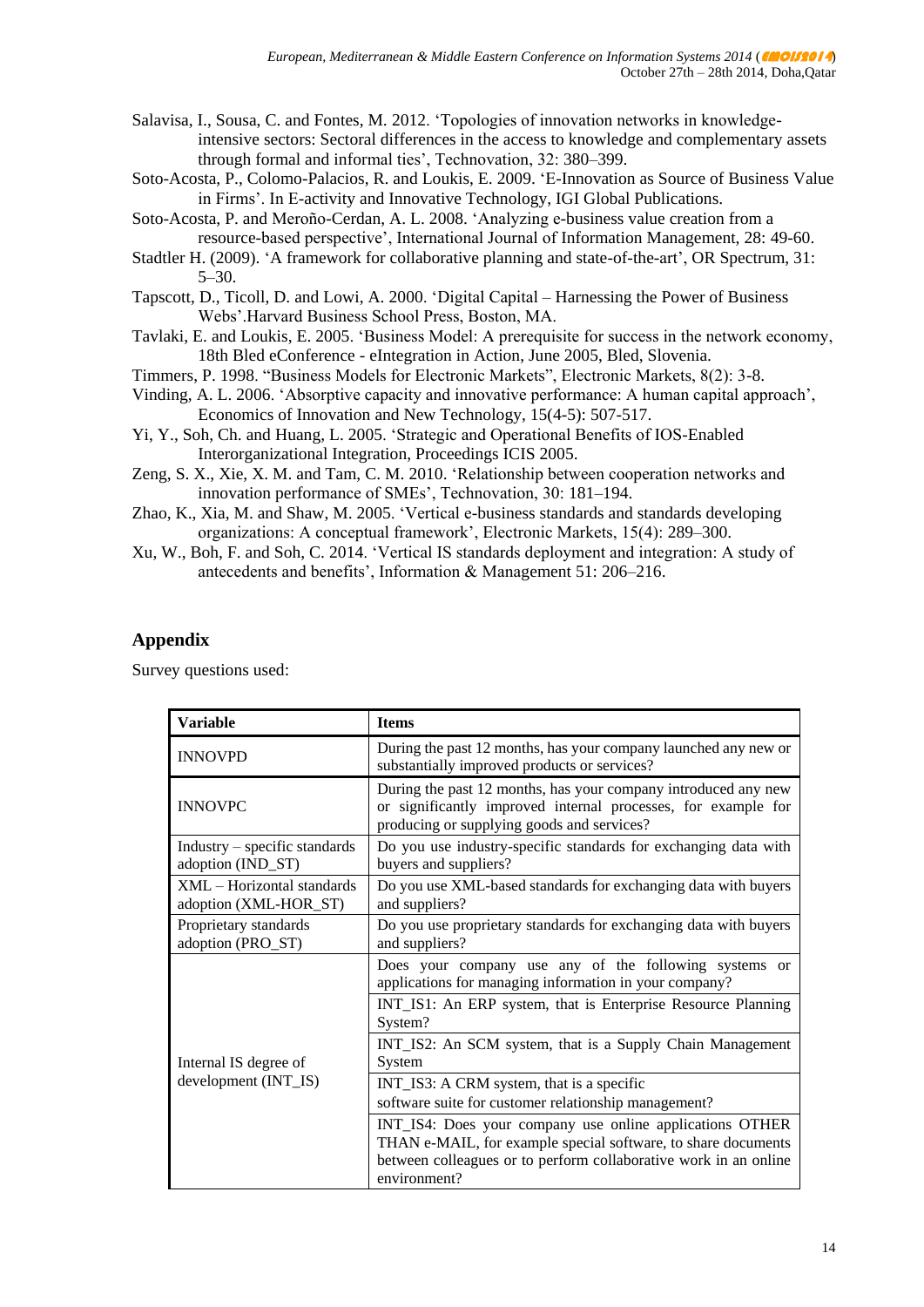Salavisa, I., Sousa, C. and Fontes, M. 2012. 'Topologies of innovation networks in knowledge-intensive sectors: Sectoral differences in the access to knowledge and complementary assets through formal and informal ties', Technovation, 32: 380–399.

Soto-Acosta, P., Colomo-Palacios, R. and Loukis, E. 2009. 'E-Innovation as Source of Business Value in Firms'. In E-activity and Innovative Technology, IGI Global Publications.

Soto-Acosta, P. and Meroño-Cerdan, A. L. 2008. 'Analyzing e-business value creation from a resource-based perspective', International Journal of Information Management, 28: 49-60.

Stadtler H. (2009). 'A framework for collaborative planning and state-of-the-art', OR Spectrum, 31: 5–30.

Tapscott, D., Ticoll, D. and Lowi, A. 2000. 'Digital Capital – Harnessing the Power of Business Webs'.Harvard Business School Press, Boston, MA.

Tavlaki, E. and Loukis, E. 2005. 'Business Model: A prerequisite for success in the network economy, 18th Bled eConference - eIntegration in Action, June 2005, Bled, Slovenia.

Timmers, P. 1998. "Business Models for Electronic Markets", Electronic Markets, 8(2): 3-8.

Vinding, A. L. 2006. 'Absorptive capacity and innovative performance: A human capital approach', Economics of Innovation and New Technology, 15(4-5): 507-517.

Yi, Y., Soh, Ch. and Huang, L. 2005. 'Strategic and Operational Benefits of IOS-Enabled Interorganizational Integration, Proceedings ICIS 2005.

Zeng, S. X., Xie, X. M. and Tam, C. M. 2010. 'Relationship between cooperation networks and innovation performance of SMEs', Technovation, 30: 181–194.

Zhao, K., Xia, M. and Shaw, M. 2005. 'Vertical e-business standards and standards developing organizations: A conceptual framework', Electronic Markets, 15(4): 289–300.

Xu, W., Boh, F. and Soh, C. 2014. 'Vertical IS standards deployment and integration: A study of antecedents and benefits', Information & Management 51: 206–216.

## Appendix

Survey questions used:

| Variable | Items |
| --- | --- |
| INNOVPD | During the past 12 months, has your company launched any new or substantially improved products or services? |
| INNOVPC | During the past 12 months, has your company introduced any new or significantly improved internal processes, for example for producing or supplying goods and services? |
| Industry – specific standards adoption (IND_ST) | Do you use industry-specific standards for exchanging data with buyers and suppliers? |
| XML – Horizontal standards adoption (XML-HOR_ST) | Do you use XML-based standards for exchanging data with buyers and suppliers? |
| Proprietary standards adoption (PRO_ST) | Do you use proprietary standards for exchanging data with buyers and suppliers? |
| Internal IS degree of development (INT_IS) | Does your company use any of the following systems or applications for managing information in your company? |
| | INT_IS1: An ERP system, that is Enterprise Resource Planning System? |
| | INT_IS2: An SCM system, that is a Supply Chain Management System |
| | INT_IS3: A CRM system, that is a specific software suite for customer relationship management? |
| | INT_IS4: Does your company use online applications OTHER THAN e-MAIL, for example special software, to share documents between colleagues or to perform collaborative work in an online environment? |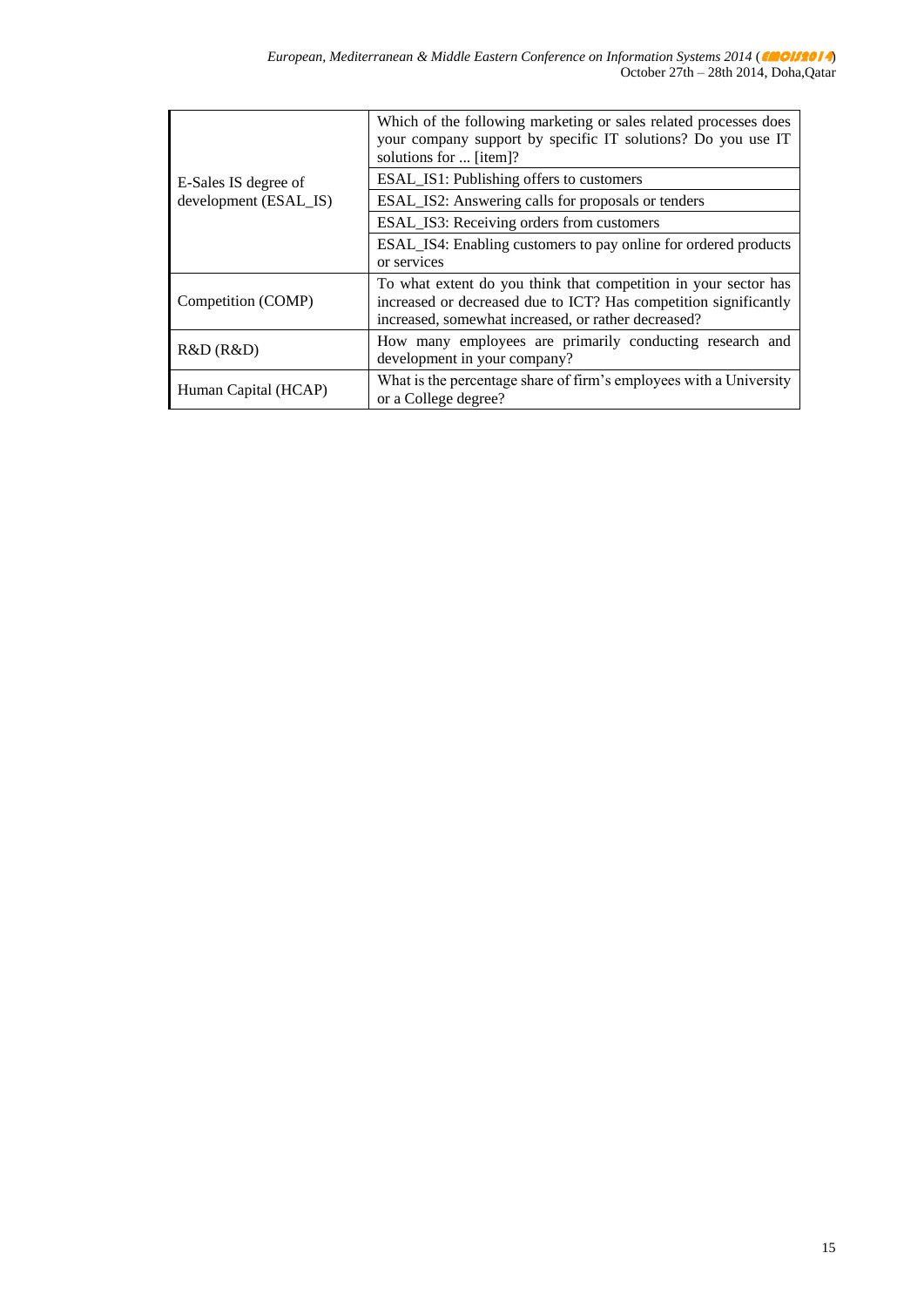| | |
|---|---|
| E-Sales IS degree of development (ESAL_IS) | Which of the following marketing or sales related processes does your company support by specific IT solutions? Do you use IT solutions for ... [item]? |
| | ESAL_IS1: Publishing offers to customers |
| | ESAL_IS2: Answering calls for proposals or tenders |
| | ESAL_IS3: Receiving orders from customers |
| | ESAL_IS4: Enabling customers to pay online for ordered products or services |
| Competition (COMP) | To what extent do you think that competition in your sector has increased or decreased due to ICT? Has competition significantly increased, somewhat increased, or rather decreased? |
| R&D (R&D) | How many employees are primarily conducting research and development in your company? |
| Human Capital (HCAP) | What is the percentage share of firm's employees with a University or a College degree? |